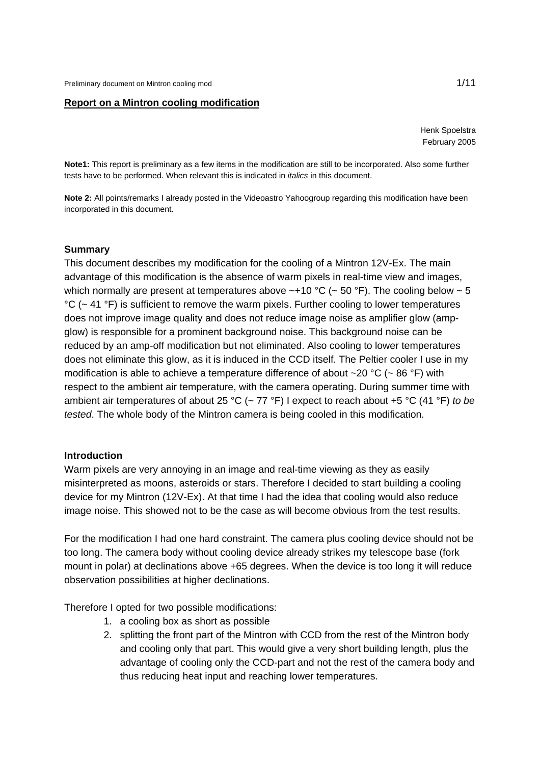**Report on a Mintron cooling modification**

Henk Spoelstra
February 2005

**Note1:** This report is preliminary as a few items in the modification are still to be incorporated. Also some further tests have to be performed. When relevant this is indicated in *italics* in this document.

**Note 2:** All points/remarks I already posted in the Videoastro Yahoogroup regarding this modification have been incorporated in this document.

### Summary

This document describes my modification for the cooling of a Mintron 12V-Ex. The main advantage of this modification is the absence of warm pixels in real-time view and images, which normally are present at temperatures above ~+10 °C (~ 50 °F). The cooling below ~ 5 °C (~ 41 °F) is sufficient to remove the warm pixels. Further cooling to lower temperatures does not improve image quality and does not reduce image noise as amplifier glow (amp-glow) is responsible for a prominent background noise. This background noise can be reduced by an amp-off modification but not eliminated. Also cooling to lower temperatures does not eliminate this glow, as it is induced in the CCD itself. The Peltier cooler I use in my modification is able to achieve a temperature difference of about ~20 °C (~ 86 °F) with respect to the ambient air temperature, with the camera operating. During summer time with ambient air temperatures of about 25 °C (~ 77 °F) I expect to reach about +5 °C (41 °F) *to be tested*. The whole body of the Mintron camera is being cooled in this modification.

### Introduction

Warm pixels are very annoying in an image and real-time viewing as they as easily misinterpreted as moons, asteroids or stars. Therefore I decided to start building a cooling device for my Mintron (12V-Ex). At that time I had the idea that cooling would also reduce image noise. This showed not to be the case as will become obvious from the test results.

For the modification I had one hard constraint. The camera plus cooling device should not be too long. The camera body without cooling device already strikes my telescope base (fork mount in polar) at declinations above +65 degrees. When the device is too long it will reduce observation possibilities at higher declinations.

Therefore I opted for two possible modifications:

1. a cooling box as short as possible
2. splitting the front part of the Mintron with CCD from the rest of the Mintron body and cooling only that part. This would give a very short building length, plus the advantage of cooling only the CCD-part and not the rest of the camera body and thus reducing heat input and reaching lower temperatures.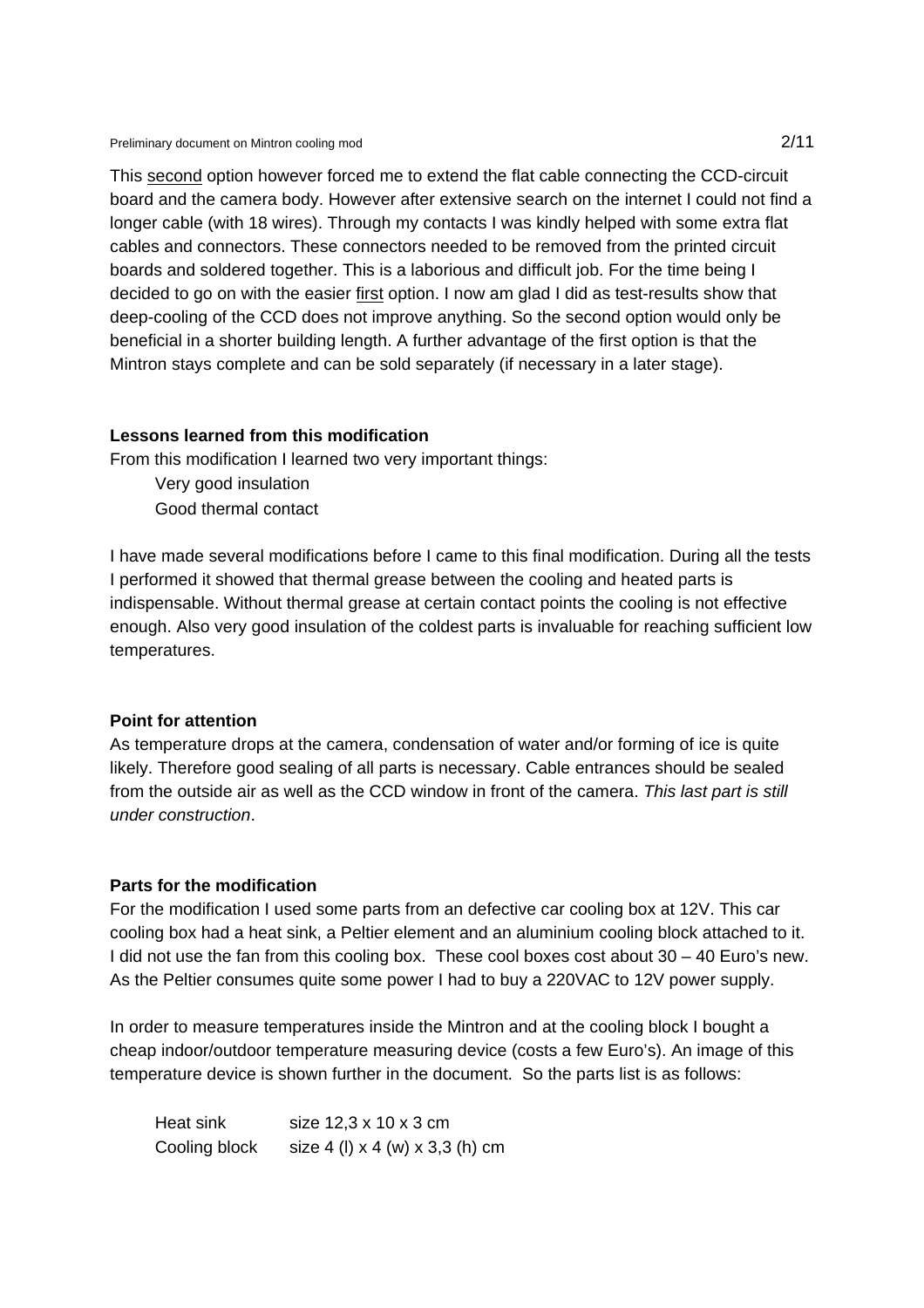This <u>second</u> option however forced me to extend the flat cable connecting the CCD-circuit board and the camera body. However after extensive search on the internet I could not find a longer cable (with 18 wires). Through my contacts I was kindly helped with some extra flat cables and connectors. These connectors needed to be removed from the printed circuit boards and soldered together. This is a laborious and difficult job. For the time being I decided to go on with the easier <u>first</u> option. I now am glad I did as test-results show that deep-cooling of the CCD does not improve anything. So the second option would only be beneficial in a shorter building length. A further advantage of the first option is that the Mintron stays complete and can be sold separately (if necessary in a later stage).

**Lessons learned from this modification**

From this modification I learned two very important things:

- Very good insulation
- Good thermal contact

I have made several modifications before I came to this final modification. During all the tests I performed it showed that thermal grease between the cooling and heated parts is indispensable. Without thermal grease at certain contact points the cooling is not effective enough. Also very good insulation of the coldest parts is invaluable for reaching sufficient low temperatures.

**Point for attention**

As temperature drops at the camera, condensation of water and/or forming of ice is quite likely. Therefore good sealing of all parts is necessary. Cable entrances should be sealed from the outside air as well as the CCD window in front of the camera. *This last part is still under construction*.

**Parts for the modification**

For the modification I used some parts from an defective car cooling box at 12V. This car cooling box had a heat sink, a Peltier element and an aluminium cooling block attached to it. I did not use the fan from this cooling box. These cool boxes cost about 30 – 40 Euro's new. As the Peltier consumes quite some power I had to buy a 220VAC to 12V power supply.

In order to measure temperatures inside the Mintron and at the cooling block I bought a cheap indoor/outdoor temperature measuring device (costs a few Euro's). An image of this temperature device is shown further in the document. So the parts list is as follows:

| | |
|---|---|
| Heat sink | size 12,3 x 10 x 3 cm |
| Cooling block | size 4 (l) x 4 (w) x 3,3 (h) cm |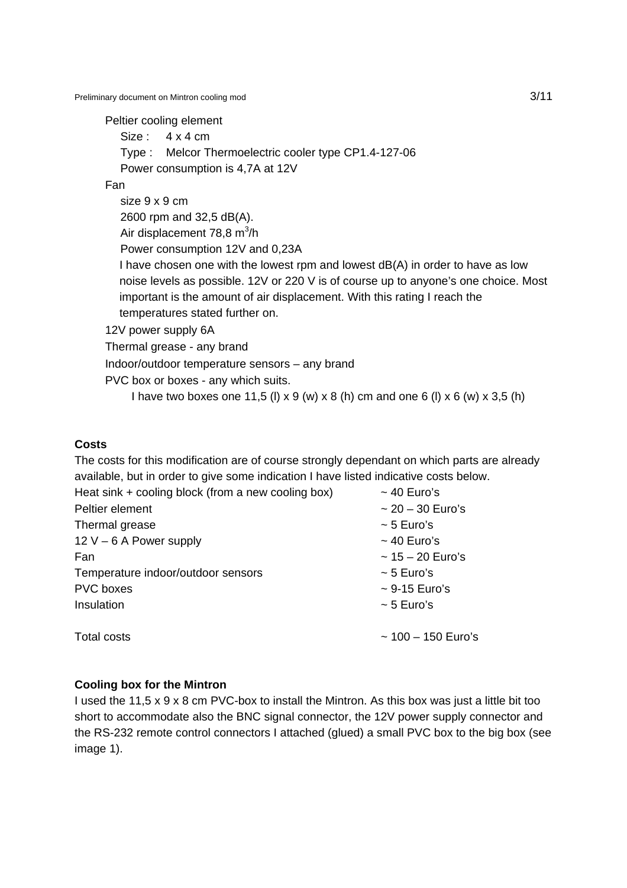Peltier cooling element

- Size : 4 x 4 cm
- Type : Melcor Thermoelectric cooler type CP1.4-127-06
- Power consumption is 4,7A at 12V

Fan

- size 9 x 9 cm
- 2600 rpm and 32,5 dB(A).
- Air displacement 78,8 $m^3$/h
- Power consumption 12V and 0,23A
- I have chosen one with the lowest rpm and lowest dB(A) in order to have as low noise levels as possible. 12V or 220 V is of course up to anyone's one choice. Most important is the amount of air displacement. With this rating I reach the temperatures stated further on.

12V power supply 6A

Thermal grease - any brand

Indoor/outdoor temperature sensors – any brand

PVC box or boxes - any which suits.

I have two boxes one 11,5 (l) x 9 (w) x 8 (h) cm and one 6 (l) x 6 (w) x 3,5 (h)

**Costs**

The costs for this modification are of course strongly dependant on which parts are already available, but in order to give some indication I have listed indicative costs below.

| | |
|---|---|
| Heat sink + cooling block (from a new cooling box) | ~ 40 Euro's |
| Peltier element | ~ 20 – 30 Euro's |
| Thermal grease | ~ 5 Euro's |
| 12 V – 6 A Power supply | ~ 40 Euro's |
| Fan | ~ 15 – 20 Euro's |
| Temperature indoor/outdoor sensors | ~ 5 Euro's |
| PVC boxes | ~ 9-15 Euro's |
| Insulation | ~ 5 Euro's |
| | |
| Total costs | ~ 100 – 150 Euro's |

**Cooling box for the Mintron**

I used the 11,5 x 9 x 8 cm PVC-box to install the Mintron. As this box was just a little bit too short to accommodate also the BNC signal connector, the 12V power supply connector and the RS-232 remote control connectors I attached (glued) a small PVC box to the big box (see image 1).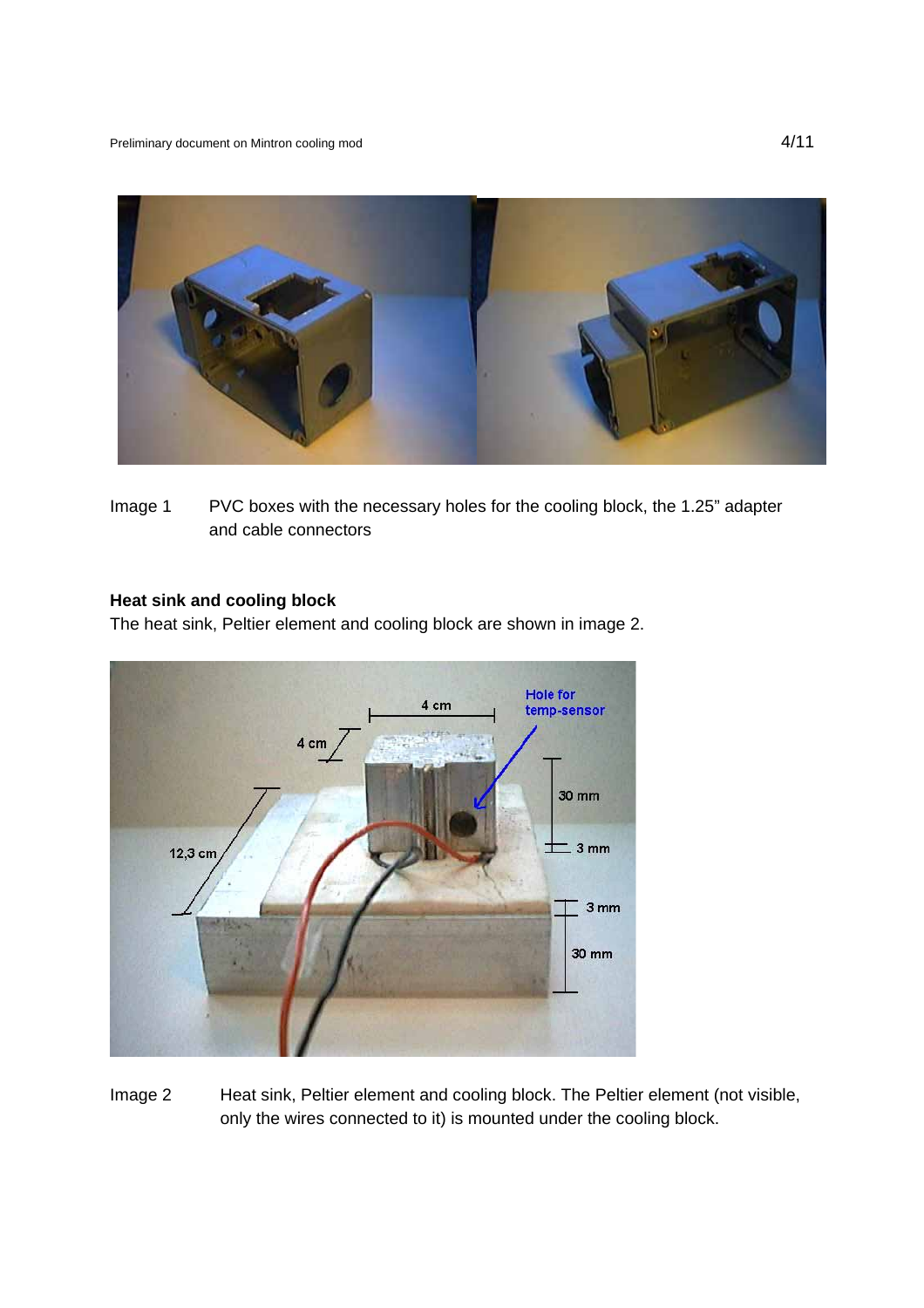Image 1 PVC boxes with the necessary holes for the cooling block, the 1.25" adapter and cable connectors

### Heat sink and cooling block

The heat sink, Peltier element and cooling block are shown in image 2.

4 cm
Hole for temp-sensor
4 cm
30 mm
12,3 cm
3 mm
3 mm
30 mm

Image 2 Heat sink, Peltier element and cooling block. The Peltier element (not visible, only the wires connected to it) is mounted under the cooling block.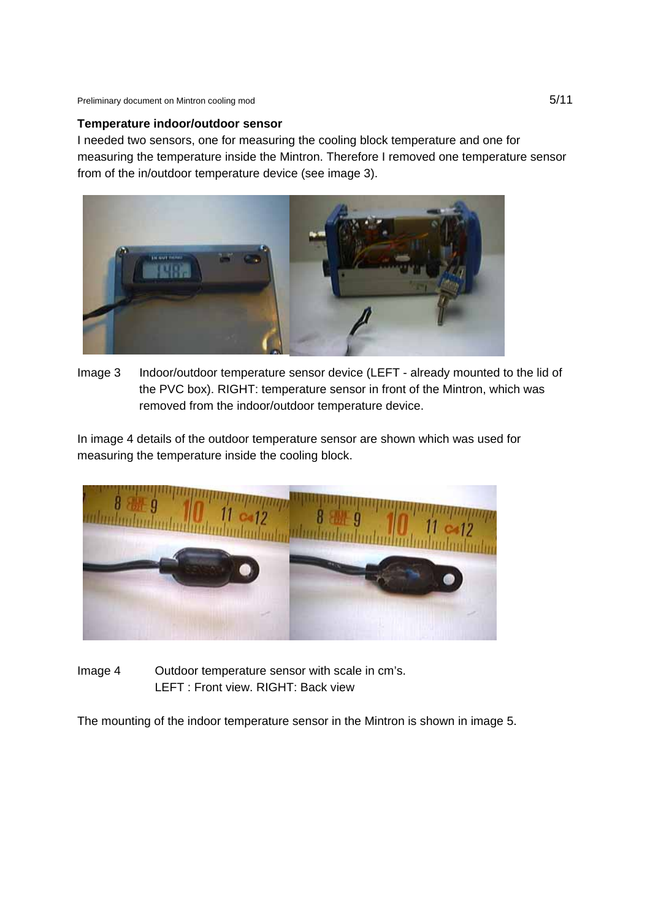### Temperature indoor/outdoor sensor

I needed two sensors, one for measuring the cooling block temperature and one for measuring the temperature inside the Mintron. Therefore I removed one temperature sensor from of the in/outdoor temperature device (see image 3).

Image 3 Indoor/outdoor temperature sensor device (LEFT - already mounted to the lid of the PVC box). RIGHT: temperature sensor in front of the Mintron, which was removed from the indoor/outdoor temperature device.

In image 4 details of the outdoor temperature sensor are shown which was used for measuring the temperature inside the cooling block.

Image 4 Outdoor temperature sensor with scale in cm's.
LEFT : Front view. RIGHT: Back view

The mounting of the indoor temperature sensor in the Mintron is shown in image 5.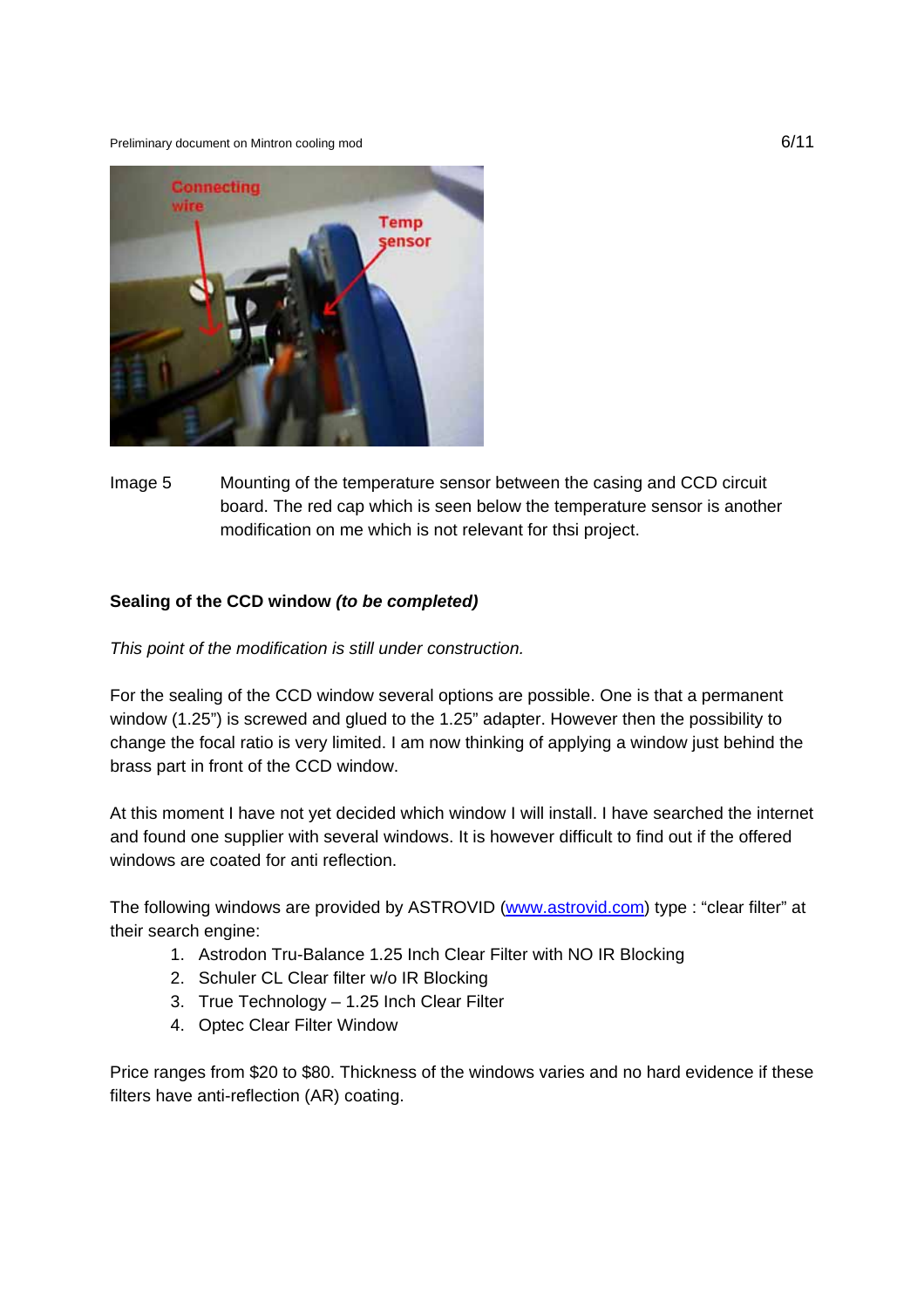Image 5 Mounting of the temperature sensor between the casing and CCD circuit board. The red cap which is seen below the temperature sensor is another modification on me which is not relevant for thsi project.

**Sealing of the CCD window *(to be completed)***

*This point of the modification is still under construction.*

For the sealing of the CCD window several options are possible. One is that a permanent window (1.25") is screwed and glued to the 1.25" adapter. However then the possibility to change the focal ratio is very limited. I am now thinking of applying a window just behind the brass part in front of the CCD window.

At this moment I have not yet decided which window I will install. I have searched the internet and found one supplier with several windows. It is however difficult to find out if the offered windows are coated for anti reflection.

The following windows are provided by ASTROVID (www.astrovid.com) type : "clear filter" at their search engine:

1. Astrodon Tru-Balance 1.25 Inch Clear Filter with NO IR Blocking
2. Schuler CL Clear filter w/o IR Blocking
3. True Technology – 1.25 Inch Clear Filter
4. Optec Clear Filter Window

Price ranges from $20 to $80. Thickness of the windows varies and no hard evidence if these filters have anti-reflection (AR) coating.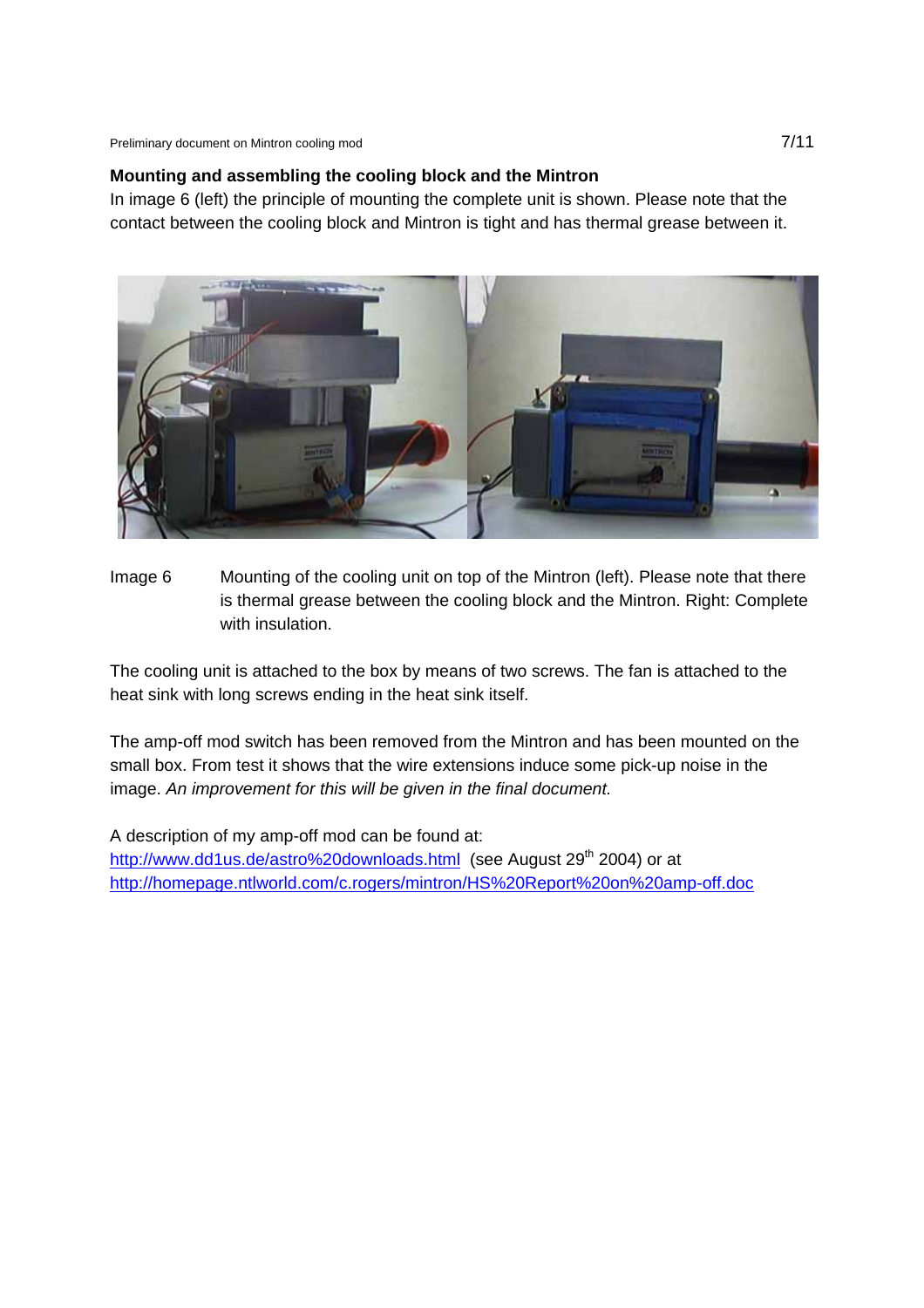**Mounting and assembling the cooling block and the Mintron**

In image 6 (left) the principle of mounting the complete unit is shown. Please note that the contact between the cooling block and Mintron is tight and has thermal grease between it.

Image 6 Mounting of the cooling unit on top of the Mintron (left). Please note that there is thermal grease between the cooling block and the Mintron. Right: Complete with insulation.

The cooling unit is attached to the box by means of two screws. The fan is attached to the heat sink with long screws ending in the heat sink itself.

The amp-off mod switch has been removed from the Mintron and has been mounted on the small box. From test it shows that the wire extensions induce some pick-up noise in the image. *An improvement for this will be given in the final document.*

A description of my amp-off mod can be found at:
http://www.dd1us.de/astro%20downloads.html (see August 29th 2004) or at
http://homepage.ntlworld.com/c.rogers/mintron/HS%20Report%20on%20amp-off.doc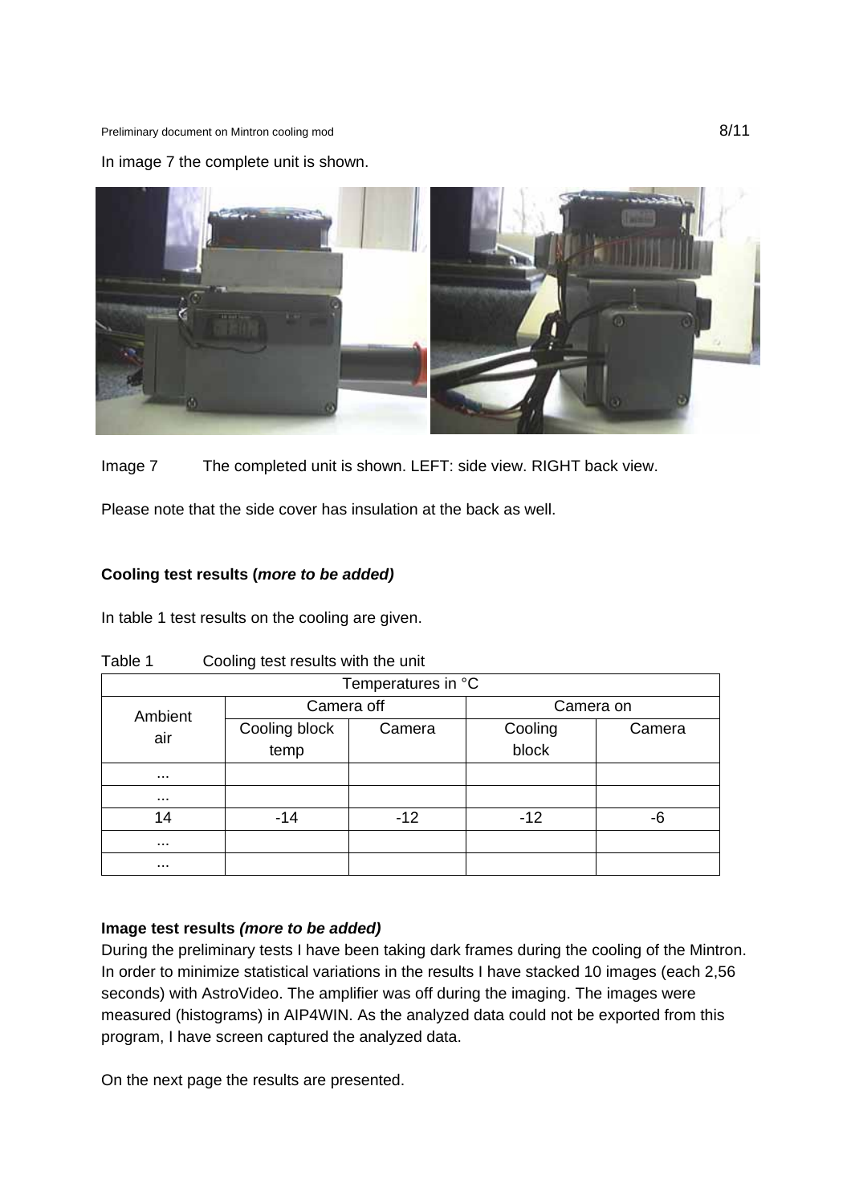In image 7 the complete unit is shown.

Image 7 The completed unit is shown. LEFT: side view. RIGHT back view.

Please note that the side cover has insulation at the back as well.

**Cooling test results (*more to be added)***

In table 1 test results on the cooling are given.

Table 1 Cooling test results with the unit

| Temperatures in °C | | | | |
|---|---|---|---|---|
| Ambient air | Camera off | | Camera on | |
| | Cooling block temp | Camera | Cooling block | Camera |
| ... | | | | |
| ... | | | | |
| 14 | -14 | -12 | -12 | -6 |
| ... | | | | |
| ... | | | | |

**Image test results *(more to be added)***

During the preliminary tests I have been taking dark frames during the cooling of the Mintron. In order to minimize statistical variations in the results I have stacked 10 images (each 2,56 seconds) with AstroVideo. The amplifier was off during the imaging. The images were measured (histograms) in AIP4WIN. As the analyzed data could not be exported from this program, I have screen captured the analyzed data.

On the next page the results are presented.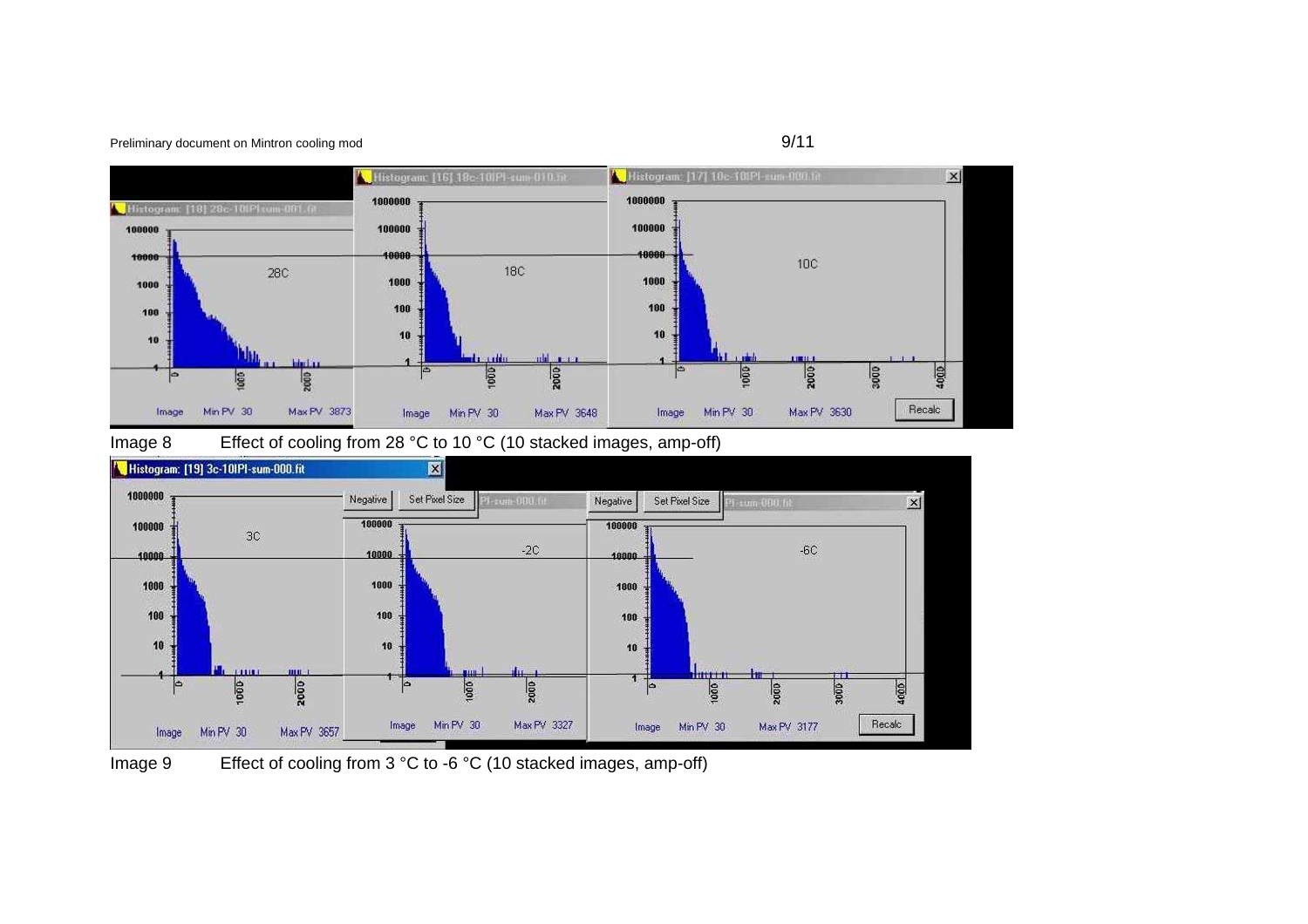Histogram: [18] 28c-10IPI-sum-001.fit

100000
10000
1000
100
10
1

28C

1000
2000

Image Min PV 30 Max PV 3873

Histogram: [16] 18c-10IPI-sum-010.fit

1000000
100000
10000
1000
100
10
1

18C

1000
2000

Image Min PV 30 Max PV 3648

Histogram: [17] 10c-10IPI-sum-000.fit

1000000
100000
10000
1000
100
10
1

10C

1000
2000
3000
4000

Image Min PV 30 Max PV 3630 Recalc

Image 8 Effect of cooling from 28 °C to 10 °C (10 stacked images, amp-off)

Histogram: [19] 3c-10IPI-sum-000.fit

1000000
100000
10000
1000
100
10
1

3C

1000
2000

Image Min PV 30 Max PV 3657

Negative Set Pixel Size PI-sum-000.fit

100000
10000
1000
100
10
1

-2C

1000
2000

Image Min PV 30 Max PV 3327

Negative Set Pixel Size PI-sum-000.fit

100000
10000
1000
100
10
1

-6C

1000
2000
3000
4000

Image Min PV 30 Max PV 3177 Recalc

Image 9 Effect of cooling from 3 °C to -6 °C (10 stacked images, amp-off)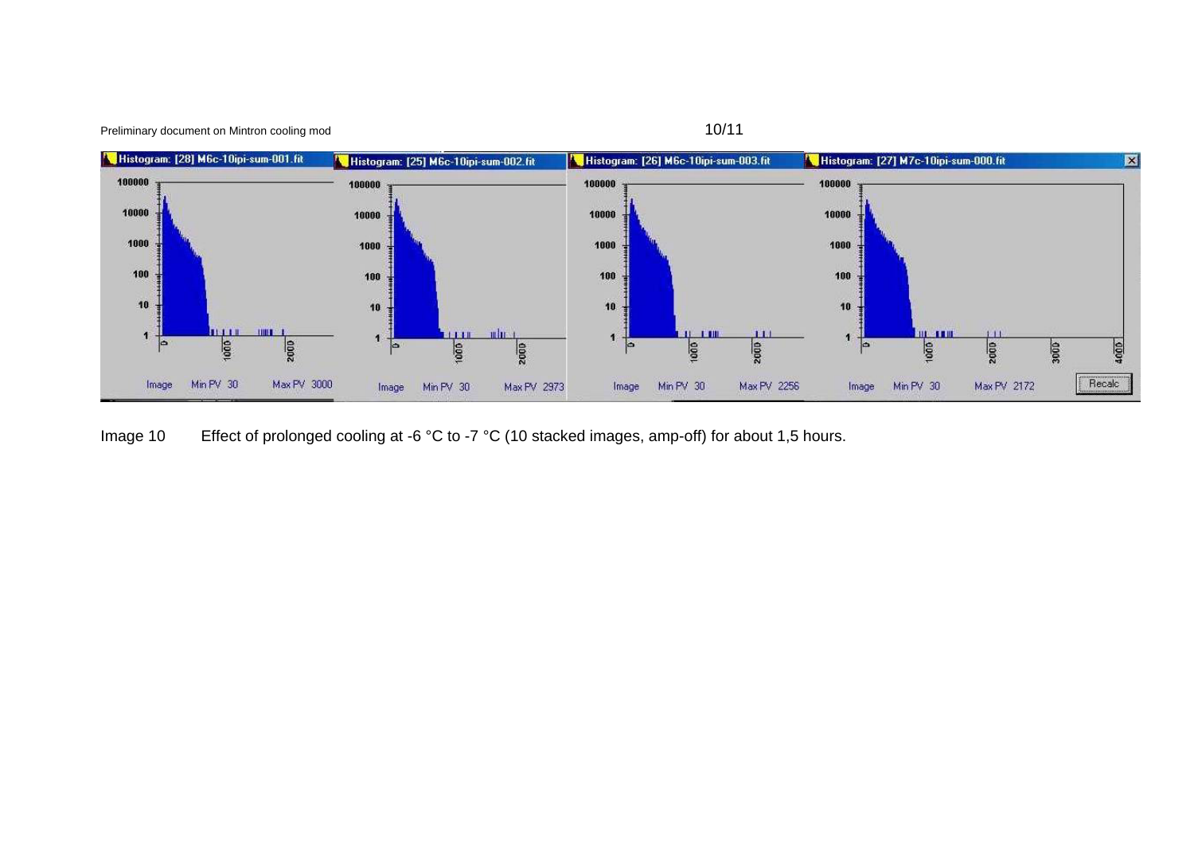Histogram: [28] M6c-10ipi-sum-001.fit

100000
10000
1000
100
10
1
0
1000
2000

Image Min PV 30 Max PV 3000

Histogram: [25] M6c-10ipi-sum-002.fit

100000
10000
1000
100
10
1
0
1000
2000

Image Min PV 30 Max PV 2973

Histogram: [26] M6c-10ipi-sum-003.fit

100000
10000
1000
100
10
1
0
1000
2000

Image Min PV 30 Max PV 2256

Histogram: [27] M7c-10ipi-sum-000.fit

100000
10000
1000
100
10
1
0
1000
2000
3000
4000

Image Min PV 30 Max PV 2172 Recalc

Image 10 Effect of prolonged cooling at -6 °C to -7 °C (10 stacked images, amp-off) for about 1,5 hours.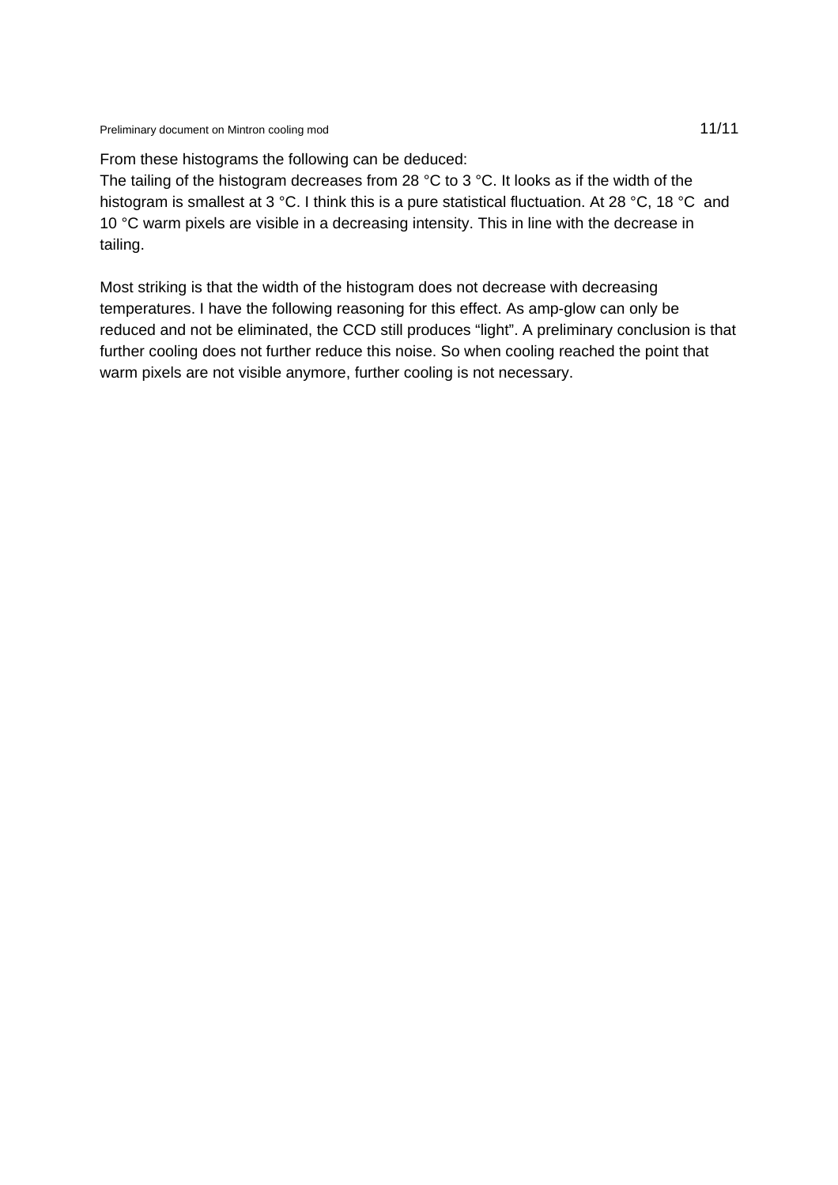From these histograms the following can be deduced:
The tailing of the histogram decreases from 28 °C to 3 °C. It looks as if the width of the histogram is smallest at 3 °C. I think this is a pure statistical fluctuation. At 28 °C, 18 °C and 10 °C warm pixels are visible in a decreasing intensity. This in line with the decrease in tailing.

Most striking is that the width of the histogram does not decrease with decreasing temperatures. I have the following reasoning for this effect. As amp-glow can only be reduced and not be eliminated, the CCD still produces “light”. A preliminary conclusion is that further cooling does not further reduce this noise. So when cooling reached the point that warm pixels are not visible anymore, further cooling is not necessary.